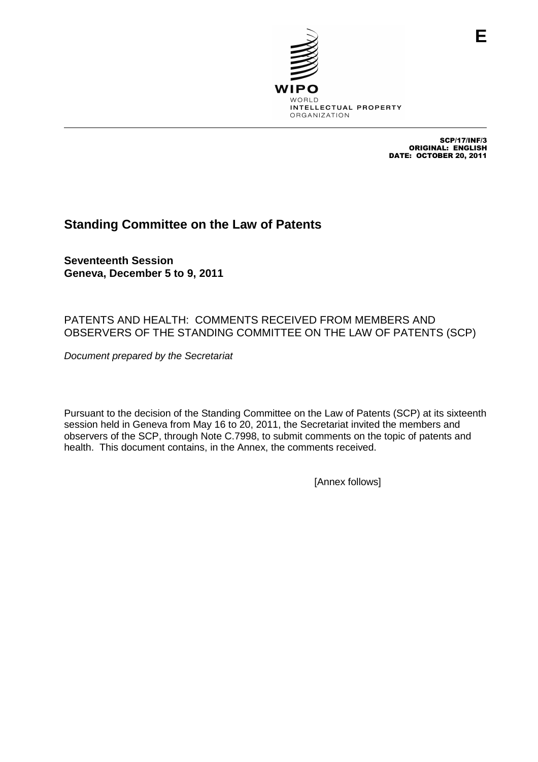E

WIPO

WORLD
INTELLECTUAL PROPERTY
ORGANIZATION

SCP/17/INF/3
ORIGINAL: ENGLISH
DATE: OCTOBER 20, 2011

# Standing Committee on the Law of Patents

**Seventeenth Session**
**Geneva, December 5 to 9, 2011**

## PATENTS AND HEALTH: COMMENTS RECEIVED FROM MEMBERS AND OBSERVERS OF THE STANDING COMMITTEE ON THE LAW OF PATENTS (SCP)

*Document prepared by the Secretariat*

Pursuant to the decision of the Standing Committee on the Law of Patents (SCP) at its sixteenth session held in Geneva from May 16 to 20, 2011, the Secretariat invited the members and observers of the SCP, through Note C.7998, to submit comments on the topic of patents and health. This document contains, in the Annex, the comments received.

[Annex follows]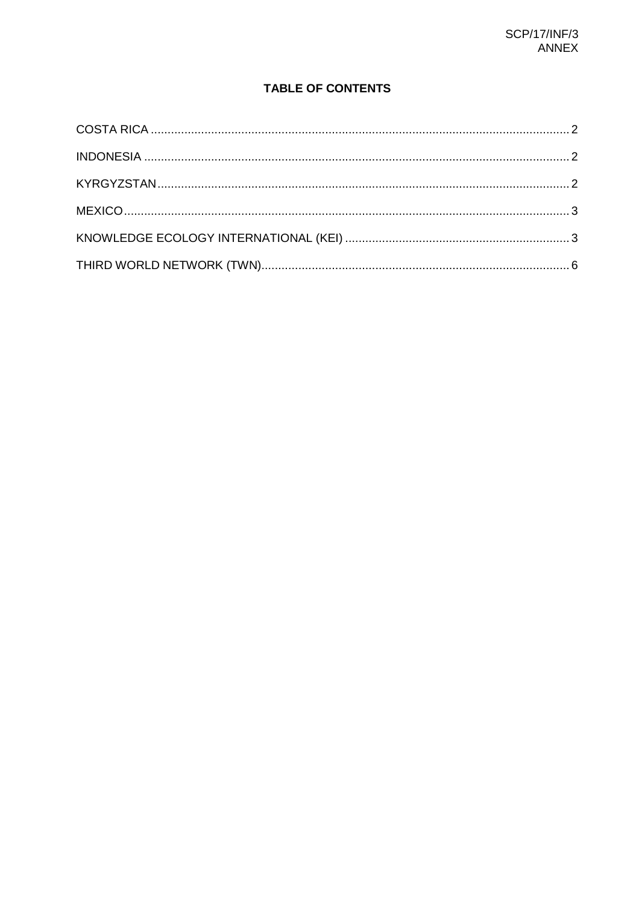**TABLE OF CONTENTS**

COSTA RICA ........................................................................................................................... 2

INDONESIA ............................................................................................................................. 2

KYRGYZSTAN......................................................................................................................... 2

MEXICO................................................................................................................................... 3

KNOWLEDGE ECOLOGY INTERNATIONAL (KEI) .................................................................. 3

THIRD WORLD NETWORK (TWN)........................................................................................... 6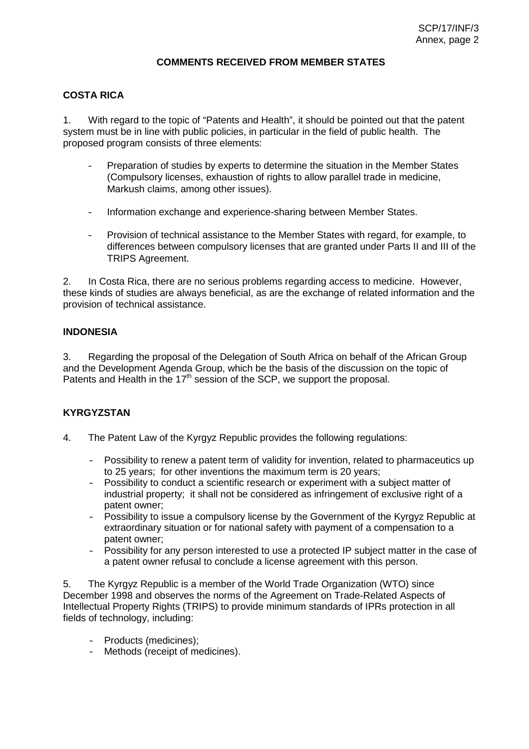## COMMENTS RECEIVED FROM MEMBER STATES

### COSTA RICA

1. With regard to the topic of "Patents and Health", it should be pointed out that the patent system must be in line with public policies, in particular in the field of public health. The proposed program consists of three elements:

- Preparation of studies by experts to determine the situation in the Member States (Compulsory licenses, exhaustion of rights to allow parallel trade in medicine, Markush claims, among other issues).
- Information exchange and experience-sharing between Member States.
- Provision of technical assistance to the Member States with regard, for example, to differences between compulsory licenses that are granted under Parts II and III of the TRIPS Agreement.

2. In Costa Rica, there are no serious problems regarding access to medicine. However, these kinds of studies are always beneficial, as are the exchange of related information and the provision of technical assistance.

### INDONESIA

3. Regarding the proposal of the Delegation of South Africa on behalf of the African Group and the Development Agenda Group, which be the basis of the discussion on the topic of Patents and Health in the 17th session of the SCP, we support the proposal.

### KYRGYZSTAN

4. The Patent Law of the Kyrgyz Republic provides the following regulations:

- Possibility to renew a patent term of validity for invention, related to pharmaceutics up to 25 years; for other inventions the maximum term is 20 years;
- Possibility to conduct a scientific research or experiment with a subject matter of industrial property; it shall not be considered as infringement of exclusive right of a patent owner;
- Possibility to issue a compulsory license by the Government of the Kyrgyz Republic at extraordinary situation or for national safety with payment of a compensation to a patent owner;
- Possibility for any person interested to use a protected IP subject matter in the case of a patent owner refusal to conclude a license agreement with this person.

5. The Kyrgyz Republic is a member of the World Trade Organization (WTO) since December 1998 and observes the norms of the Agreement on Trade-Related Aspects of Intellectual Property Rights (TRIPS) to provide minimum standards of IPRs protection in all fields of technology, including:

- Products (medicines);
- Methods (receipt of medicines).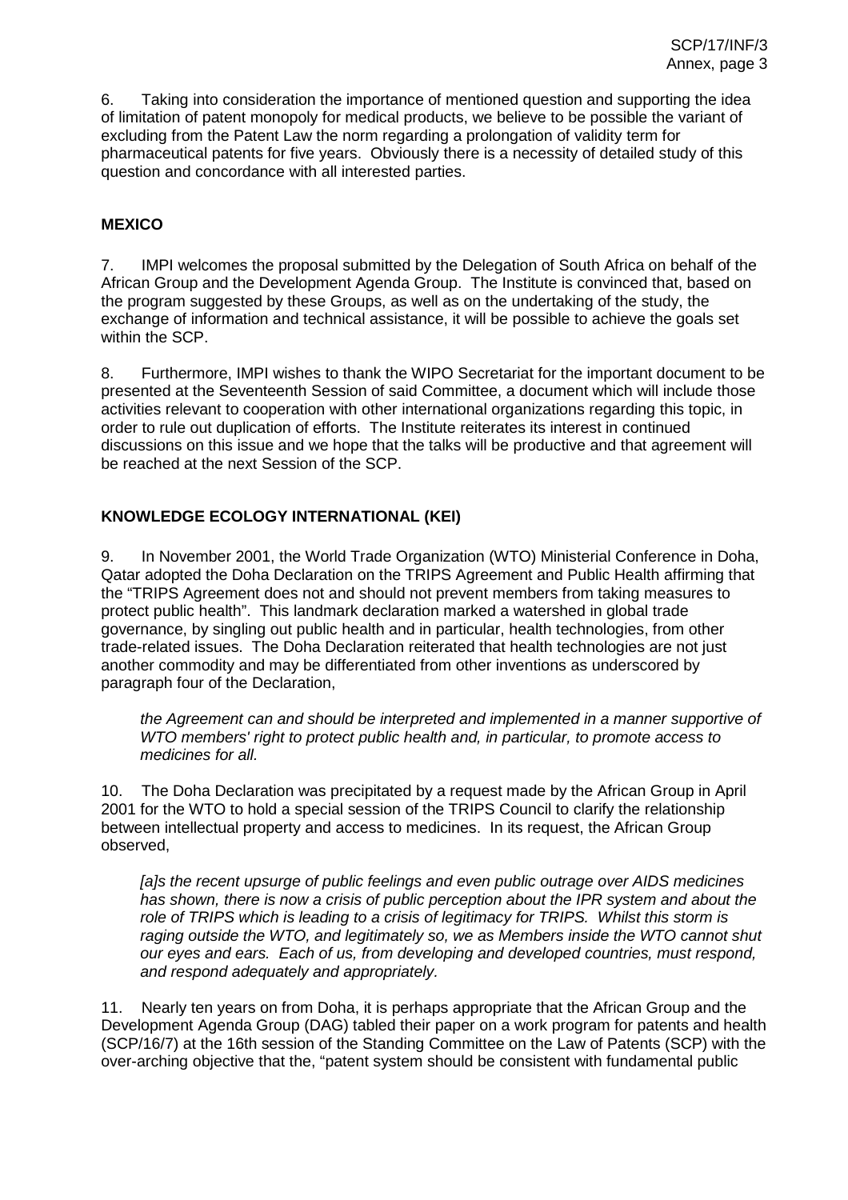6. Taking into consideration the importance of mentioned question and supporting the idea of limitation of patent monopoly for medical products, we believe to be possible the variant of excluding from the Patent Law the norm regarding a prolongation of validity term for pharmaceutical patents for five years. Obviously there is a necessity of detailed study of this question and concordance with all interested parties.

**MEXICO**

7. IMPI welcomes the proposal submitted by the Delegation of South Africa on behalf of the African Group and the Development Agenda Group. The Institute is convinced that, based on the program suggested by these Groups, as well as on the undertaking of the study, the exchange of information and technical assistance, it will be possible to achieve the goals set within the SCP.

8. Furthermore, IMPI wishes to thank the WIPO Secretariat for the important document to be presented at the Seventeenth Session of said Committee, a document which will include those activities relevant to cooperation with other international organizations regarding this topic, in order to rule out duplication of efforts. The Institute reiterates its interest in continued discussions on this issue and we hope that the talks will be productive and that agreement will be reached at the next Session of the SCP.

**KNOWLEDGE ECOLOGY INTERNATIONAL (KEI)**

9. In November 2001, the World Trade Organization (WTO) Ministerial Conference in Doha, Qatar adopted the Doha Declaration on the TRIPS Agreement and Public Health affirming that the "TRIPS Agreement does not and should not prevent members from taking measures to protect public health". This landmark declaration marked a watershed in global trade governance, by singling out public health and in particular, health technologies, from other trade-related issues. The Doha Declaration reiterated that health technologies are not just another commodity and may be differentiated from other inventions as underscored by paragraph four of the Declaration,

> *the Agreement can and should be interpreted and implemented in a manner supportive of WTO members' right to protect public health and, in particular, to promote access to medicines for all.*

10. The Doha Declaration was precipitated by a request made by the African Group in April 2001 for the WTO to hold a special session of the TRIPS Council to clarify the relationship between intellectual property and access to medicines. In its request, the African Group observed,

> *[a]s the recent upsurge of public feelings and even public outrage over AIDS medicines has shown, there is now a crisis of public perception about the IPR system and about the role of TRIPS which is leading to a crisis of legitimacy for TRIPS. Whilst this storm is raging outside the WTO, and legitimately so, we as Members inside the WTO cannot shut our eyes and ears. Each of us, from developing and developed countries, must respond, and respond adequately and appropriately.*

11. Nearly ten years on from Doha, it is perhaps appropriate that the African Group and the Development Agenda Group (DAG) tabled their paper on a work program for patents and health (SCP/16/7) at the 16th session of the Standing Committee on the Law of Patents (SCP) with the over-arching objective that the, "patent system should be consistent with fundamental public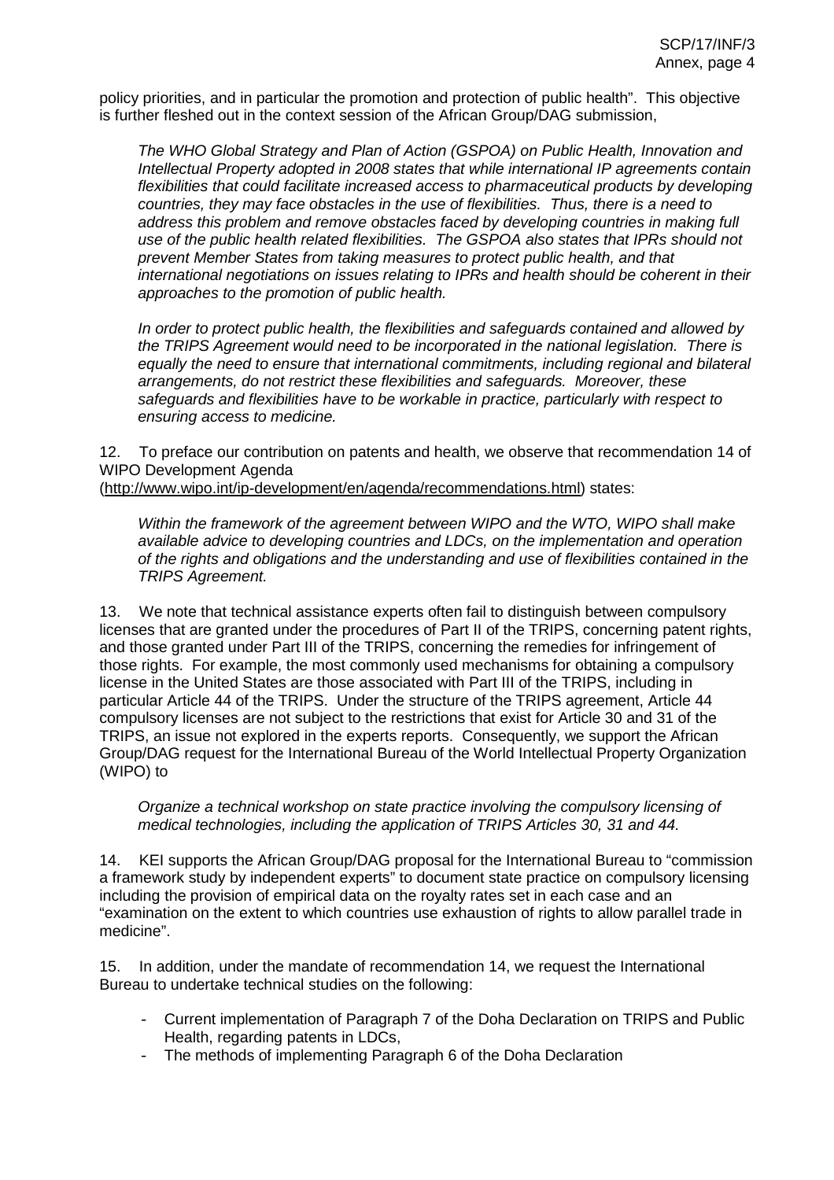policy priorities, and in particular the promotion and protection of public health". This objective is further fleshed out in the context session of the African Group/DAG submission,

> *The WHO Global Strategy and Plan of Action (GSPOA) on Public Health, Innovation and Intellectual Property adopted in 2008 states that while international IP agreements contain flexibilities that could facilitate increased access to pharmaceutical products by developing countries, they may face obstacles in the use of flexibilities. Thus, there is a need to address this problem and remove obstacles faced by developing countries in making full use of the public health related flexibilities. The GSPOA also states that IPRs should not prevent Member States from taking measures to protect public health, and that international negotiations on issues relating to IPRs and health should be coherent in their approaches to the promotion of public health.*
>
> *In order to protect public health, the flexibilities and safeguards contained and allowed by the TRIPS Agreement would need to be incorporated in the national legislation. There is equally the need to ensure that international commitments, including regional and bilateral arrangements, do not restrict these flexibilities and safeguards. Moreover, these safeguards and flexibilities have to be workable in practice, particularly with respect to ensuring access to medicine.*

12. To preface our contribution on patents and health, we observe that recommendation 14 of WIPO Development Agenda (http://www.wipo.int/ip-development/en/agenda/recommendations.html) states:

> *Within the framework of the agreement between WIPO and the WTO, WIPO shall make available advice to developing countries and LDCs, on the implementation and operation of the rights and obligations and the understanding and use of flexibilities contained in the TRIPS Agreement.*

13. We note that technical assistance experts often fail to distinguish between compulsory licenses that are granted under the procedures of Part II of the TRIPS, concerning patent rights, and those granted under Part III of the TRIPS, concerning the remedies for infringement of those rights. For example, the most commonly used mechanisms for obtaining a compulsory license in the United States are those associated with Part III of the TRIPS, including in particular Article 44 of the TRIPS. Under the structure of the TRIPS agreement, Article 44 compulsory licenses are not subject to the restrictions that exist for Article 30 and 31 of the TRIPS, an issue not explored in the experts reports. Consequently, we support the African Group/DAG request for the International Bureau of the World Intellectual Property Organization (WIPO) to

> *Organize a technical workshop on state practice involving the compulsory licensing of medical technologies, including the application of TRIPS Articles 30, 31 and 44.*

14. KEI supports the African Group/DAG proposal for the International Bureau to "commission a framework study by independent experts" to document state practice on compulsory licensing including the provision of empirical data on the royalty rates set in each case and an "examination on the extent to which countries use exhaustion of rights to allow parallel trade in medicine".

15. In addition, under the mandate of recommendation 14, we request the International Bureau to undertake technical studies on the following:

- Current implementation of Paragraph 7 of the Doha Declaration on TRIPS and Public Health, regarding patents in LDCs,
- The methods of implementing Paragraph 6 of the Doha Declaration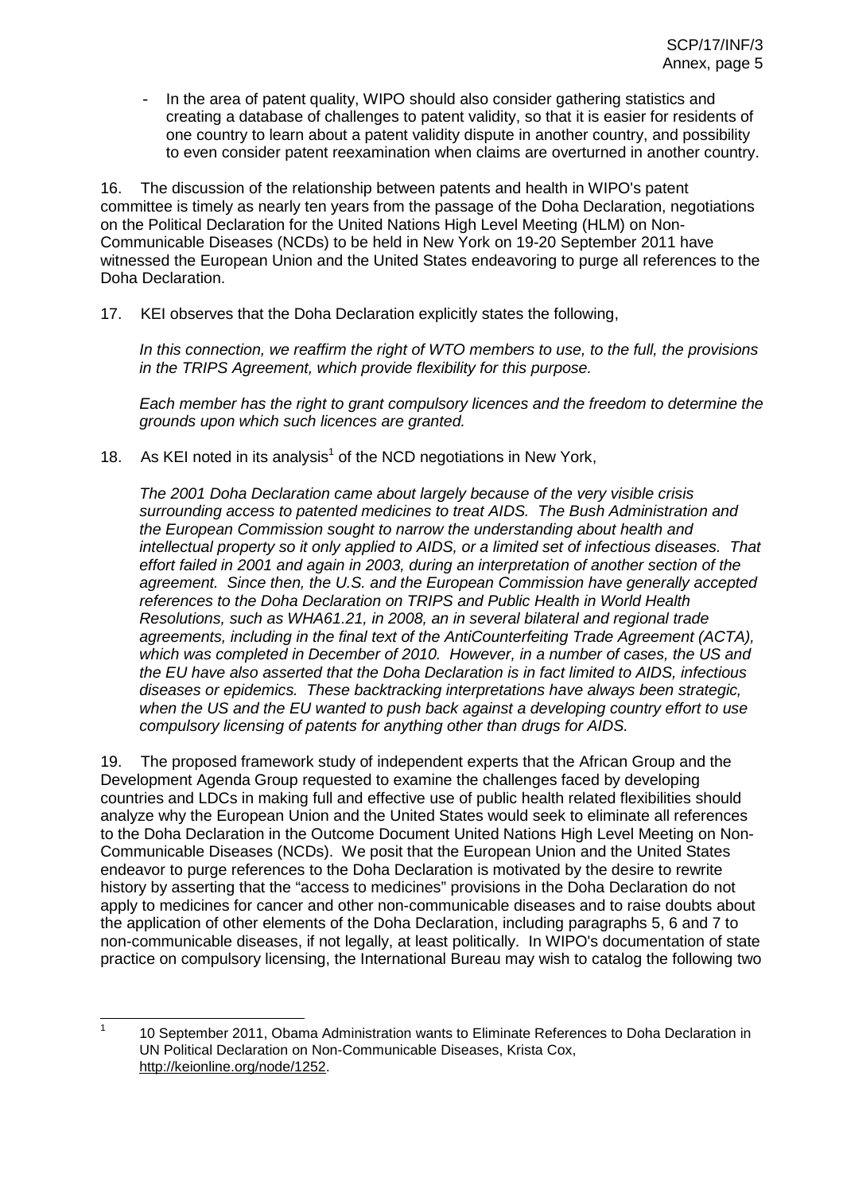- In the area of patent quality, WIPO should also consider gathering statistics and creating a database of challenges to patent validity, so that it is easier for residents of one country to learn about a patent validity dispute in another country, and possibility to even consider patent reexamination when claims are overturned in another country.

16. The discussion of the relationship between patents and health in WIPO's patent committee is timely as nearly ten years from the passage of the Doha Declaration, negotiations on the Political Declaration for the United Nations High Level Meeting (HLM) on Non-Communicable Diseases (NCDs) to be held in New York on 19-20 September 2011 have witnessed the European Union and the United States endeavoring to purge all references to the Doha Declaration.

17. KEI observes that the Doha Declaration explicitly states the following,

*In this connection, we reaffirm the right of WTO members to use, to the full, the provisions in the TRIPS Agreement, which provide flexibility for this purpose.*

*Each member has the right to grant compulsory licences and the freedom to determine the grounds upon which such licences are granted.*

18. As KEI noted in its analysis[1] of the NCD negotiations in New York,

*The 2001 Doha Declaration came about largely because of the very visible crisis surrounding access to patented medicines to treat AIDS. The Bush Administration and the European Commission sought to narrow the understanding about health and intellectual property so it only applied to AIDS, or a limited set of infectious diseases. That effort failed in 2001 and again in 2003, during an interpretation of another section of the agreement. Since then, the U.S. and the European Commission have generally accepted references to the Doha Declaration on TRIPS and Public Health in World Health Resolutions, such as WHA61.21, in 2008, an in several bilateral and regional trade agreements, including in the final text of the AntiCounterfeiting Trade Agreement (ACTA), which was completed in December of 2010. However, in a number of cases, the US and the EU have also asserted that the Doha Declaration is in fact limited to AIDS, infectious diseases or epidemics. These backtracking interpretations have always been strategic, when the US and the EU wanted to push back against a developing country effort to use compulsory licensing of patents for anything other than drugs for AIDS.*

19. The proposed framework study of independent experts that the African Group and the Development Agenda Group requested to examine the challenges faced by developing countries and LDCs in making full and effective use of public health related flexibilities should analyze why the European Union and the United States would seek to eliminate all references to the Doha Declaration in the Outcome Document United Nations High Level Meeting on Non-Communicable Diseases (NCDs). We posit that the European Union and the United States endeavor to purge references to the Doha Declaration is motivated by the desire to rewrite history by asserting that the "access to medicines" provisions in the Doha Declaration do not apply to medicines for cancer and other non-communicable diseases and to raise doubts about the application of other elements of the Doha Declaration, including paragraphs 5, 6 and 7 to non-communicable diseases, if not legally, at least politically. In WIPO's documentation of state practice on compulsory licensing, the International Bureau may wish to catalog the following two

---

[1] 10 September 2011, Obama Administration wants to Eliminate References to Doha Declaration in UN Political Declaration on Non-Communicable Diseases, Krista Cox, http://keionline.org/node/1252.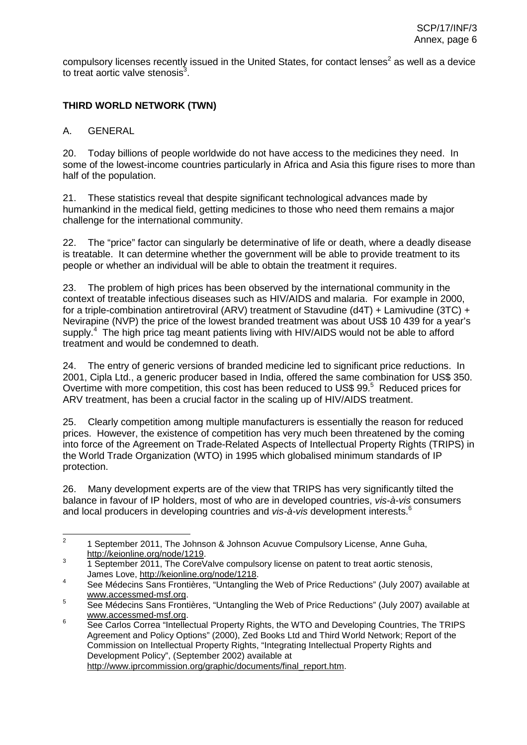compulsory licenses recently issued in the United States, for contact lenses[2] as well as a device to treat aortic valve stenosis[3].

## THIRD WORLD NETWORK (TWN)

### A. GENERAL

20. Today billions of people worldwide do not have access to the medicines they need. In some of the lowest-income countries particularly in Africa and Asia this figure rises to more than half of the population.

21. These statistics reveal that despite significant technological advances made by humankind in the medical field, getting medicines to those who need them remains a major challenge for the international community.

22. The "price" factor can singularly be determinative of life or death, where a deadly disease is treatable. It can determine whether the government will be able to provide treatment to its people or whether an individual will be able to obtain the treatment it requires.

23. The problem of high prices has been observed by the international community in the context of treatable infectious diseases such as HIV/AIDS and malaria. For example in 2000, for a triple-combination antiretroviral (ARV) treatment of Stavudine (d4T) + Lamivudine (3TC) + Nevirapine (NVP) the price of the lowest branded treatment was about US$ 10 439 for a year's supply.[4] The high price tag meant patients living with HIV/AIDS would not be able to afford treatment and would be condemned to death.

24. The entry of generic versions of branded medicine led to significant price reductions. In 2001, Cipla Ltd., a generic producer based in India, offered the same combination for US$ 350. Overtime with more competition, this cost has been reduced to US$ 99.[5] Reduced prices for ARV treatment, has been a crucial factor in the scaling up of HIV/AIDS treatment.

25. Clearly competition among multiple manufacturers is essentially the reason for reduced prices. However, the existence of competition has very much been threatened by the coming into force of the Agreement on Trade-Related Aspects of Intellectual Property Rights (TRIPS) in the World Trade Organization (WTO) in 1995 which globalised minimum standards of IP protection.

26. Many development experts are of the view that TRIPS has very significantly tilted the balance in favour of IP holders, most of who are in developed countries, *vis-à-vis* consumers and local producers in developing countries and *vis-à-vis* development interests.[6]

---

[2] 1 September 2011, The Johnson & Johnson Acuvue Compulsory License, Anne Guha, http://keionline.org/node/1219.

[3] 1 September 2011, The CoreValve compulsory license on patent to treat aortic stenosis, James Love, http://keionline.org/node/1218.

[4] See Médecins Sans Frontières, "Untangling the Web of Price Reductions" (July 2007) available at www.accessmed-msf.org.

[5] See Médecins Sans Frontières, "Untangling the Web of Price Reductions" (July 2007) available at www.accessmed-msf.org.

[6] See Carlos Correa "Intellectual Property Rights, the WTO and Developing Countries, The TRIPS Agreement and Policy Options" (2000), Zed Books Ltd and Third World Network; Report of the Commission on Intellectual Property Rights, "Integrating Intellectual Property Rights and Development Policy", (September 2002) available at http://www.iprcommission.org/graphic/documents/final_report.htm.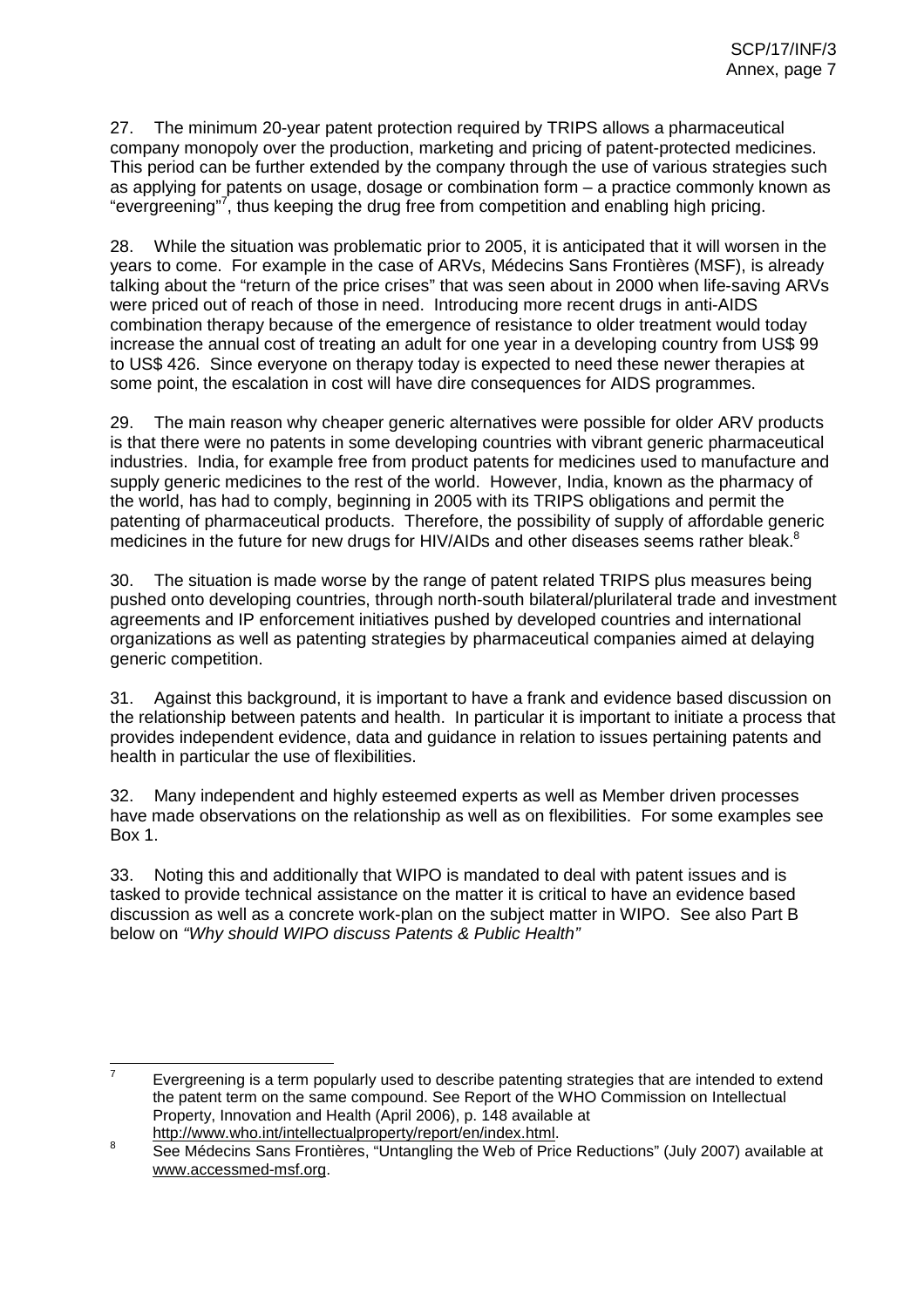27. The minimum 20-year patent protection required by TRIPS allows a pharmaceutical company monopoly over the production, marketing and pricing of patent-protected medicines. This period can be further extended by the company through the use of various strategies such as applying for patents on usage, dosage or combination form – a practice commonly known as "evergreening"[7], thus keeping the drug free from competition and enabling high pricing.

28. While the situation was problematic prior to 2005, it is anticipated that it will worsen in the years to come. For example in the case of ARVs, Médecins Sans Frontières (MSF), is already talking about the "return of the price crises" that was seen about in 2000 when life-saving ARVs were priced out of reach of those in need. Introducing more recent drugs in anti-AIDS combination therapy because of the emergence of resistance to older treatment would today increase the annual cost of treating an adult for one year in a developing country from US$ 99 to US$ 426. Since everyone on therapy today is expected to need these newer therapies at some point, the escalation in cost will have dire consequences for AIDS programmes.

29. The main reason why cheaper generic alternatives were possible for older ARV products is that there were no patents in some developing countries with vibrant generic pharmaceutical industries. India, for example free from product patents for medicines used to manufacture and supply generic medicines to the rest of the world. However, India, known as the pharmacy of the world, has had to comply, beginning in 2005 with its TRIPS obligations and permit the patenting of pharmaceutical products. Therefore, the possibility of supply of affordable generic medicines in the future for new drugs for HIV/AIDs and other diseases seems rather bleak.[8]

30. The situation is made worse by the range of patent related TRIPS plus measures being pushed onto developing countries, through north-south bilateral/plurilateral trade and investment agreements and IP enforcement initiatives pushed by developed countries and international organizations as well as patenting strategies by pharmaceutical companies aimed at delaying generic competition.

31. Against this background, it is important to have a frank and evidence based discussion on the relationship between patents and health. In particular it is important to initiate a process that provides independent evidence, data and guidance in relation to issues pertaining patents and health in particular the use of flexibilities.

32. Many independent and highly esteemed experts as well as Member driven processes have made observations on the relationship as well as on flexibilities. For some examples see Box 1.

33. Noting this and additionally that WIPO is mandated to deal with patent issues and is tasked to provide technical assistance on the matter it is critical to have an evidence based discussion as well as a concrete work-plan on the subject matter in WIPO. See also Part B below on *"Why should WIPO discuss Patents & Public Health"*

---

[7] Evergreening is a term popularly used to describe patenting strategies that are intended to extend the patent term on the same compound. See Report of the WHO Commission on Intellectual Property, Innovation and Health (April 2006), p. 148 available at http://www.who.int/intellectualproperty/report/en/index.html.

[8] See Médecins Sans Frontières, "Untangling the Web of Price Reductions" (July 2007) available at www.accessmed-msf.org.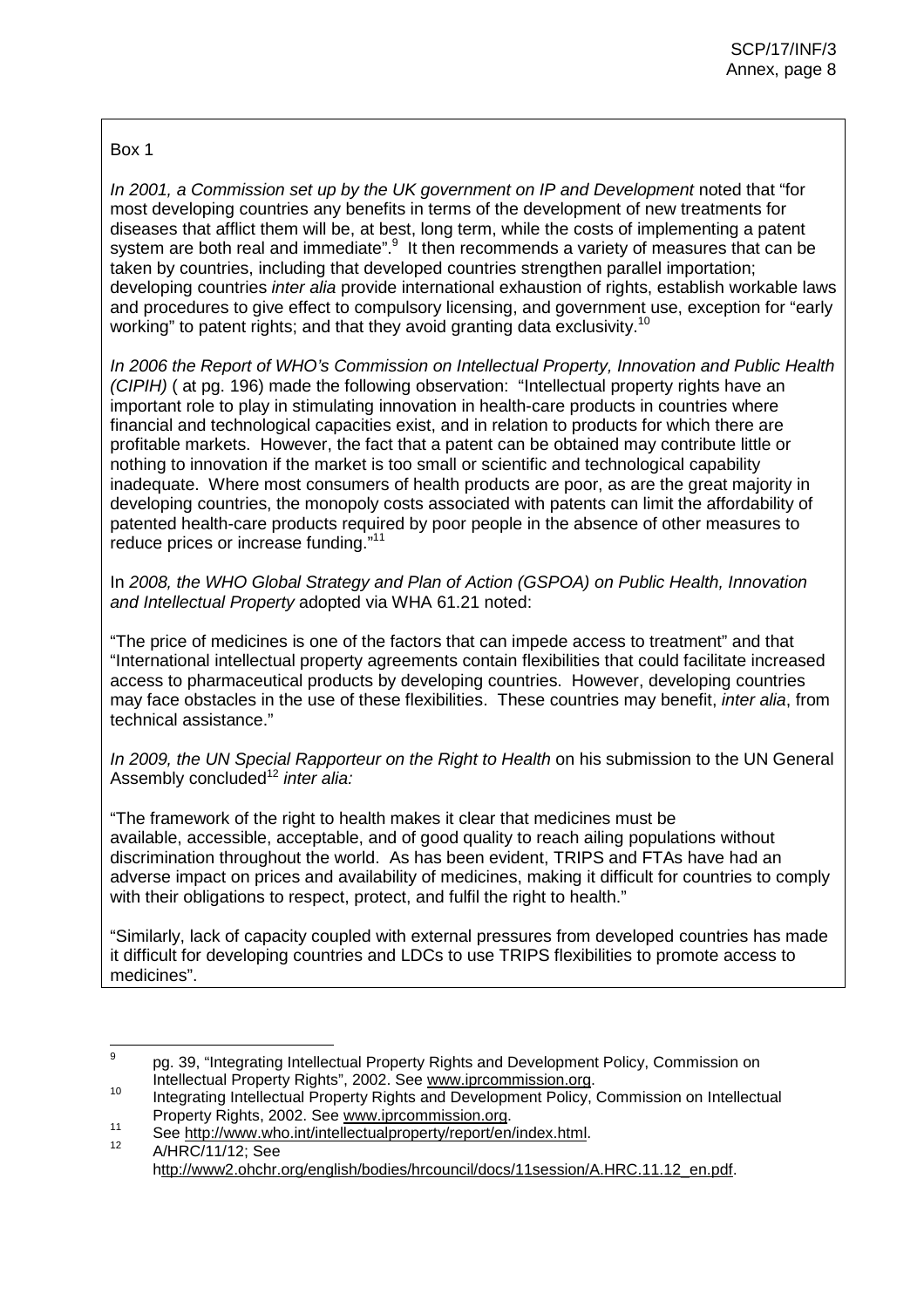Box 1

*In 2001, a Commission set up by the UK government on IP and Development* noted that "for most developing countries any benefits in terms of the development of new treatments for diseases that afflict them will be, at best, long term, while the costs of implementing a patent system are both real and immediate".[9] It then recommends a variety of measures that can be taken by countries, including that developed countries strengthen parallel importation; developing countries *inter alia* provide international exhaustion of rights, establish workable laws and procedures to give effect to compulsory licensing, and government use, exception for "early working" to patent rights; and that they avoid granting data exclusivity.[10]

*In 2006 the Report of WHO's Commission on Intellectual Property, Innovation and Public Health (CIPIH)* ( at pg. 196) made the following observation: "Intellectual property rights have an important role to play in stimulating innovation in health-care products in countries where financial and technological capacities exist, and in relation to products for which there are profitable markets. However, the fact that a patent can be obtained may contribute little or nothing to innovation if the market is too small or scientific and technological capability inadequate. Where most consumers of health products are poor, as are the great majority in developing countries, the monopoly costs associated with patents can limit the affordability of patented health-care products required by poor people in the absence of other measures to reduce prices or increase funding."[11]

In *2008, the WHO Global Strategy and Plan of Action (GSPOA) on Public Health, Innovation and Intellectual Property* adopted via WHA 61.21 noted:

"The price of medicines is one of the factors that can impede access to treatment" and that "International intellectual property agreements contain flexibilities that could facilitate increased access to pharmaceutical products by developing countries. However, developing countries may face obstacles in the use of these flexibilities. These countries may benefit, *inter alia*, from technical assistance."

*In 2009, the UN Special Rapporteur on the Right to Health* on his submission to the UN General Assembly concluded[12] *inter alia:*

"The framework of the right to health makes it clear that medicines must be available, accessible, acceptable, and of good quality to reach ailing populations without discrimination throughout the world. As has been evident, TRIPS and FTAs have had an adverse impact on prices and availability of medicines, making it difficult for countries to comply with their obligations to respect, protect, and fulfil the right to health."

"Similarly, lack of capacity coupled with external pressures from developed countries has made it difficult for developing countries and LDCs to use TRIPS flexibilities to promote access to medicines".

---

[9] pg. 39, "Integrating Intellectual Property Rights and Development Policy, Commission on Intellectual Property Rights", 2002. See www.iprcommission.org.

[10] Integrating Intellectual Property Rights and Development Policy, Commission on Intellectual Property Rights, 2002. See www.iprcommission.org.

[11] See http://www.who.int/intellectualproperty/report/en/index.html.

[12] A/HRC/11/12; See http://www2.ohchr.org/english/bodies/hrcouncil/docs/11session/A.HRC.11.12_en.pdf.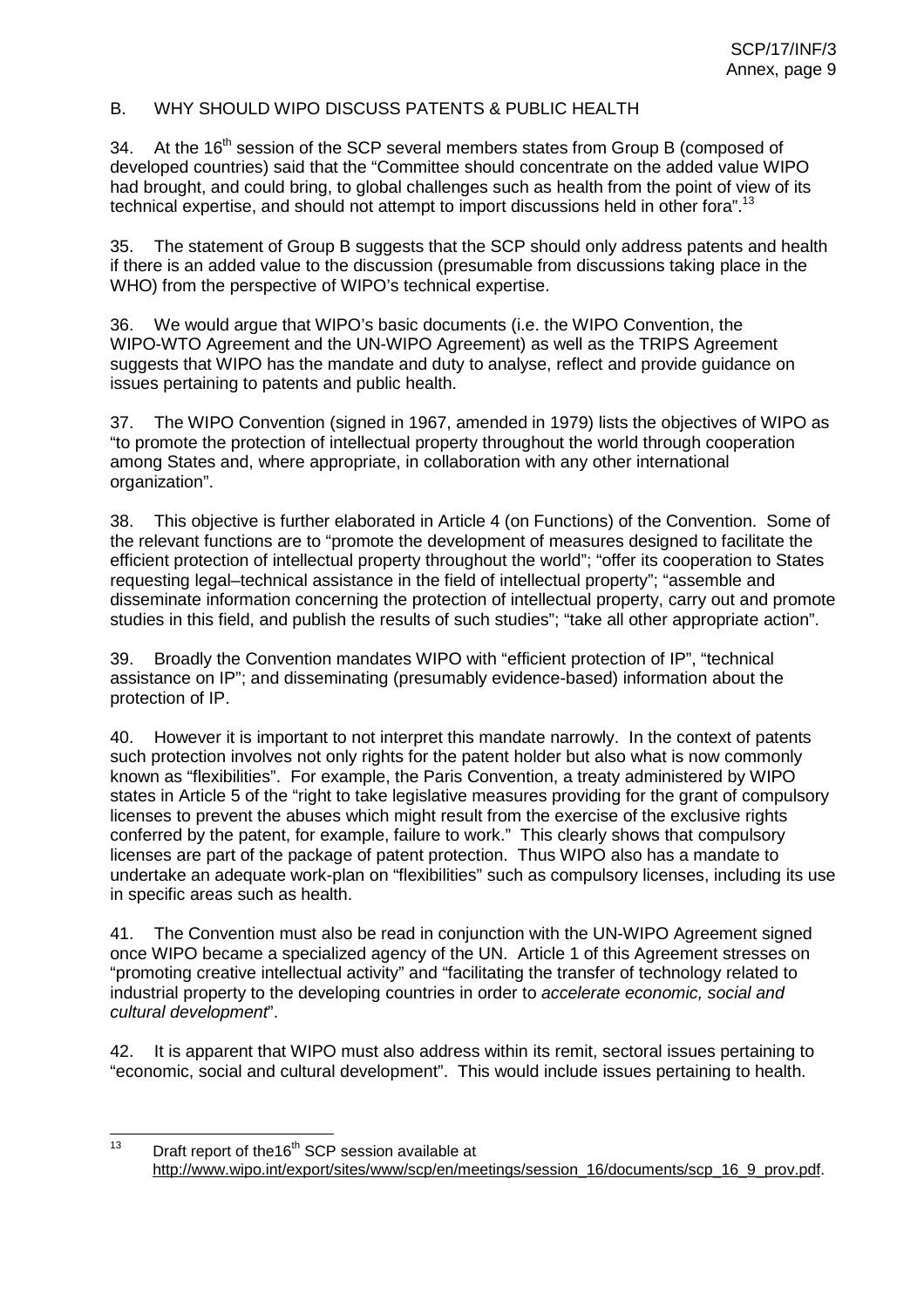## B. WHY SHOULD WIPO DISCUSS PATENTS & PUBLIC HEALTH

34. At the 16th session of the SCP several members states from Group B (composed of developed countries) said that the "Committee should concentrate on the added value WIPO had brought, and could bring, to global challenges such as health from the point of view of its technical expertise, and should not attempt to import discussions held in other fora".[13]

35. The statement of Group B suggests that the SCP should only address patents and health if there is an added value to the discussion (presumable from discussions taking place in the WHO) from the perspective of WIPO's technical expertise.

36. We would argue that WIPO's basic documents (i.e. the WIPO Convention, the WIPO-WTO Agreement and the UN-WIPO Agreement) as well as the TRIPS Agreement suggests that WIPO has the mandate and duty to analyse, reflect and provide guidance on issues pertaining to patents and public health.

37. The WIPO Convention (signed in 1967, amended in 1979) lists the objectives of WIPO as "to promote the protection of intellectual property throughout the world through cooperation among States and, where appropriate, in collaboration with any other international organization".

38. This objective is further elaborated in Article 4 (on Functions) of the Convention. Some of the relevant functions are to "promote the development of measures designed to facilitate the efficient protection of intellectual property throughout the world"; "offer its cooperation to States requesting legal–technical assistance in the field of intellectual property"; "assemble and disseminate information concerning the protection of intellectual property, carry out and promote studies in this field, and publish the results of such studies"; "take all other appropriate action".

39. Broadly the Convention mandates WIPO with "efficient protection of IP", "technical assistance on IP"; and disseminating (presumably evidence-based) information about the protection of IP.

40. However it is important to not interpret this mandate narrowly. In the context of patents such protection involves not only rights for the patent holder but also what is now commonly known as "flexibilities". For example, the Paris Convention, a treaty administered by WIPO states in Article 5 of the "right to take legislative measures providing for the grant of compulsory licenses to prevent the abuses which might result from the exercise of the exclusive rights conferred by the patent, for example, failure to work." This clearly shows that compulsory licenses are part of the package of patent protection. Thus WIPO also has a mandate to undertake an adequate work-plan on "flexibilities" such as compulsory licenses, including its use in specific areas such as health.

41. The Convention must also be read in conjunction with the UN-WIPO Agreement signed once WIPO became a specialized agency of the UN. Article 1 of this Agreement stresses on "promoting creative intellectual activity" and "facilitating the transfer of technology related to industrial property to the developing countries in order to *accelerate economic, social and cultural development*".

42. It is apparent that WIPO must also address within its remit, sectoral issues pertaining to "economic, social and cultural development". This would include issues pertaining to health.

---

[13] Draft report of the16th SCP session available at http://www.wipo.int/export/sites/www/scp/en/meetings/session_16/documents/scp_16_9_prov.pdf.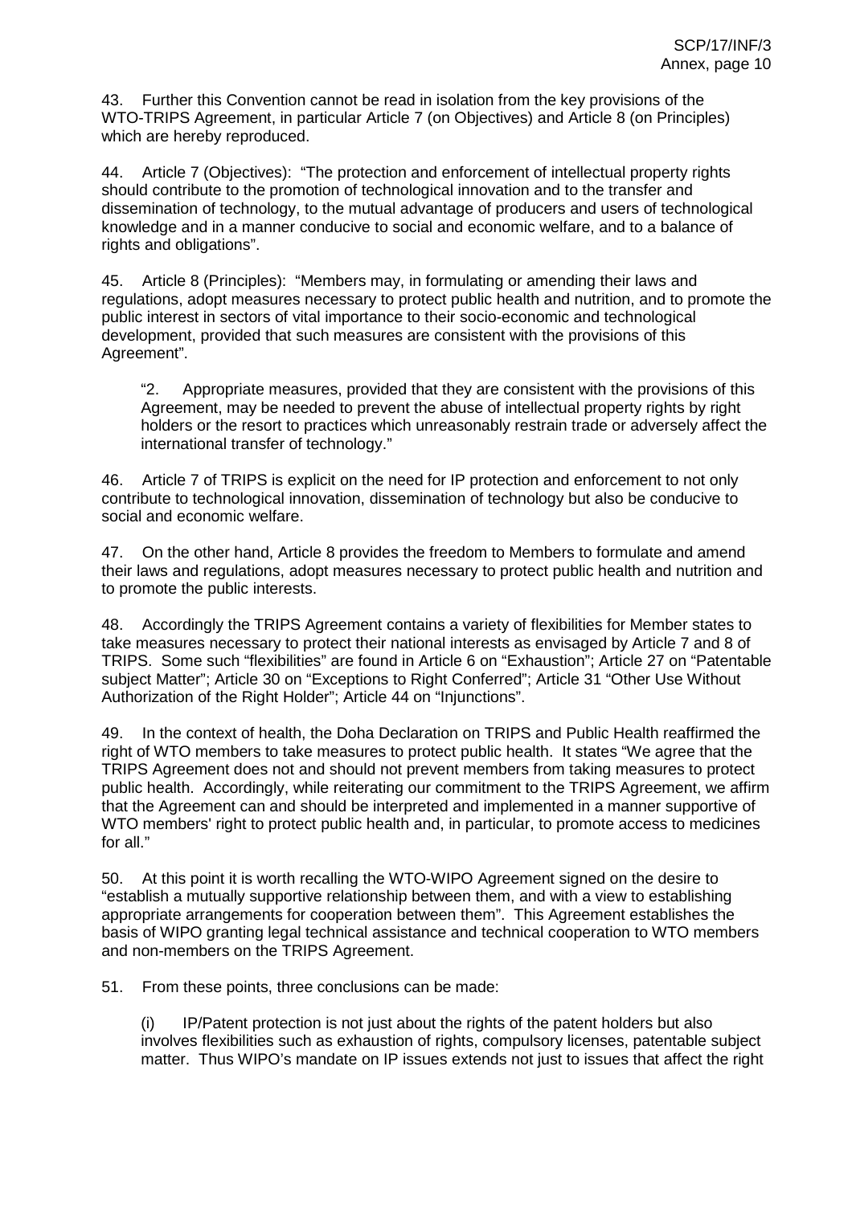43. Further this Convention cannot be read in isolation from the key provisions of the WTO-TRIPS Agreement, in particular Article 7 (on Objectives) and Article 8 (on Principles) which are hereby reproduced.

44. Article 7 (Objectives): "The protection and enforcement of intellectual property rights should contribute to the promotion of technological innovation and to the transfer and dissemination of technology, to the mutual advantage of producers and users of technological knowledge and in a manner conducive to social and economic welfare, and to a balance of rights and obligations".

45. Article 8 (Principles): "Members may, in formulating or amending their laws and regulations, adopt measures necessary to protect public health and nutrition, and to promote the public interest in sectors of vital importance to their socio-economic and technological development, provided that such measures are consistent with the provisions of this Agreement".

> "2. Appropriate measures, provided that they are consistent with the provisions of this Agreement, may be needed to prevent the abuse of intellectual property rights by right holders or the resort to practices which unreasonably restrain trade or adversely affect the international transfer of technology."

46. Article 7 of TRIPS is explicit on the need for IP protection and enforcement to not only contribute to technological innovation, dissemination of technology but also be conducive to social and economic welfare.

47. On the other hand, Article 8 provides the freedom to Members to formulate and amend their laws and regulations, adopt measures necessary to protect public health and nutrition and to promote the public interests.

48. Accordingly the TRIPS Agreement contains a variety of flexibilities for Member states to take measures necessary to protect their national interests as envisaged by Article 7 and 8 of TRIPS. Some such "flexibilities" are found in Article 6 on "Exhaustion"; Article 27 on "Patentable subject Matter"; Article 30 on "Exceptions to Right Conferred"; Article 31 "Other Use Without Authorization of the Right Holder"; Article 44 on "Injunctions".

49. In the context of health, the Doha Declaration on TRIPS and Public Health reaffirmed the right of WTO members to take measures to protect public health. It states "We agree that the TRIPS Agreement does not and should not prevent members from taking measures to protect public health. Accordingly, while reiterating our commitment to the TRIPS Agreement, we affirm that the Agreement can and should be interpreted and implemented in a manner supportive of WTO members' right to protect public health and, in particular, to promote access to medicines for all."

50. At this point it is worth recalling the WTO-WIPO Agreement signed on the desire to "establish a mutually supportive relationship between them, and with a view to establishing appropriate arrangements for cooperation between them". This Agreement establishes the basis of WIPO granting legal technical assistance and technical cooperation to WTO members and non-members on the TRIPS Agreement.

51. From these points, three conclusions can be made:

> (i) IP/Patent protection is not just about the rights of the patent holders but also involves flexibilities such as exhaustion of rights, compulsory licenses, patentable subject matter. Thus WIPO's mandate on IP issues extends not just to issues that affect the right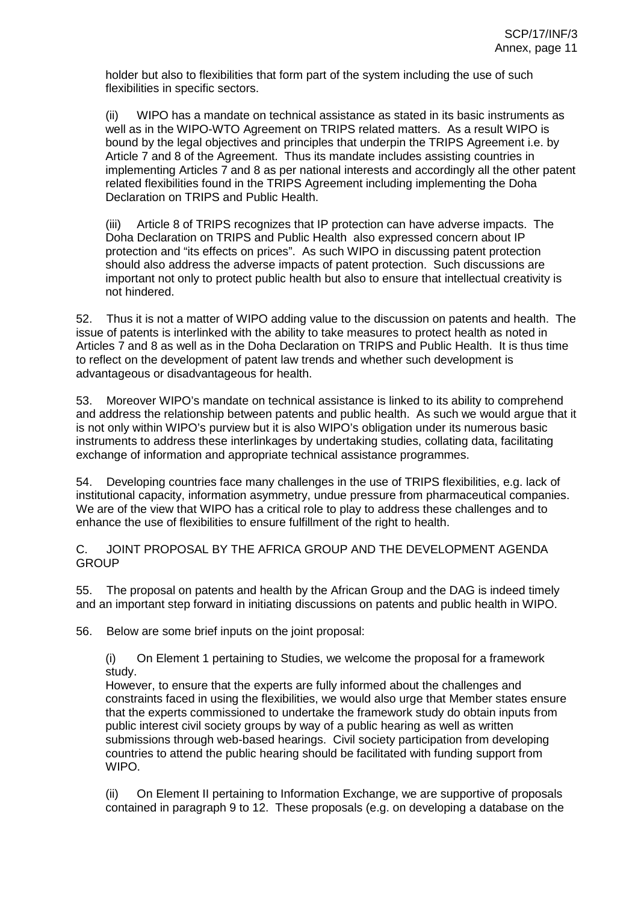holder but also to flexibilities that form part of the system including the use of such flexibilities in specific sectors.

(ii) WIPO has a mandate on technical assistance as stated in its basic instruments as well as in the WIPO-WTO Agreement on TRIPS related matters. As a result WIPO is bound by the legal objectives and principles that underpin the TRIPS Agreement i.e. by Article 7 and 8 of the Agreement. Thus its mandate includes assisting countries in implementing Articles 7 and 8 as per national interests and accordingly all the other patent related flexibilities found in the TRIPS Agreement including implementing the Doha Declaration on TRIPS and Public Health.

(iii) Article 8 of TRIPS recognizes that IP protection can have adverse impacts. The Doha Declaration on TRIPS and Public Health also expressed concern about IP protection and "its effects on prices". As such WIPO in discussing patent protection should also address the adverse impacts of patent protection. Such discussions are important not only to protect public health but also to ensure that intellectual creativity is not hindered.

52. Thus it is not a matter of WIPO adding value to the discussion on patents and health. The issue of patents is interlinked with the ability to take measures to protect health as noted in Articles 7 and 8 as well as in the Doha Declaration on TRIPS and Public Health. It is thus time to reflect on the development of patent law trends and whether such development is advantageous or disadvantageous for health.

53. Moreover WIPO's mandate on technical assistance is linked to its ability to comprehend and address the relationship between patents and public health. As such we would argue that it is not only within WIPO's purview but it is also WIPO's obligation under its numerous basic instruments to address these interlinkages by undertaking studies, collating data, facilitating exchange of information and appropriate technical assistance programmes.

54. Developing countries face many challenges in the use of TRIPS flexibilities, e.g. lack of institutional capacity, information asymmetry, undue pressure from pharmaceutical companies. We are of the view that WIPO has a critical role to play to address these challenges and to enhance the use of flexibilities to ensure fulfillment of the right to health.

## C. JOINT PROPOSAL BY THE AFRICA GROUP AND THE DEVELOPMENT AGENDA GROUP

55. The proposal on patents and health by the African Group and the DAG is indeed timely and an important step forward in initiating discussions on patents and public health in WIPO.

56. Below are some brief inputs on the joint proposal:

(i) On Element 1 pertaining to Studies, we welcome the proposal for a framework study.
However, to ensure that the experts are fully informed about the challenges and constraints faced in using the flexibilities, we would also urge that Member states ensure that the experts commissioned to undertake the framework study do obtain inputs from public interest civil society groups by way of a public hearing as well as written submissions through web-based hearings. Civil society participation from developing countries to attend the public hearing should be facilitated with funding support from WIPO.

(ii) On Element II pertaining to Information Exchange, we are supportive of proposals contained in paragraph 9 to 12. These proposals (e.g. on developing a database on the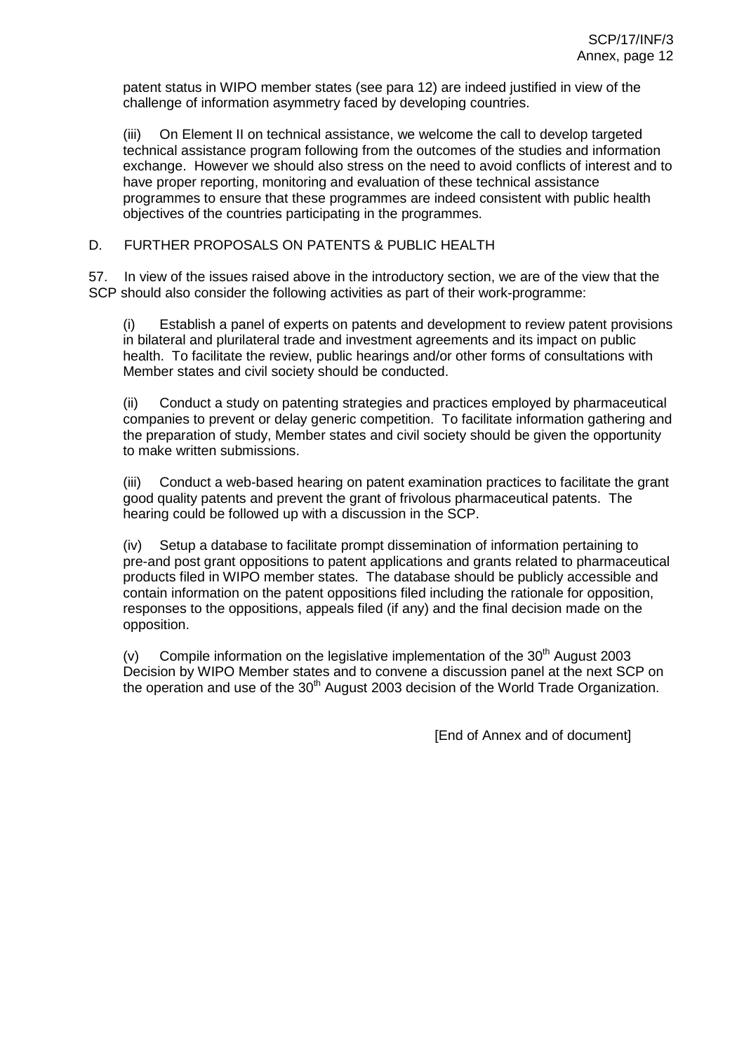patent status in WIPO member states (see para 12) are indeed justified in view of the challenge of information asymmetry faced by developing countries.

(iii) On Element II on technical assistance, we welcome the call to develop targeted technical assistance program following from the outcomes of the studies and information exchange. However we should also stress on the need to avoid conflicts of interest and to have proper reporting, monitoring and evaluation of these technical assistance programmes to ensure that these programmes are indeed consistent with public health objectives of the countries participating in the programmes.

## D. FURTHER PROPOSALS ON PATENTS & PUBLIC HEALTH

57. In view of the issues raised above in the introductory section, we are of the view that the SCP should also consider the following activities as part of their work-programme:

(i) Establish a panel of experts on patents and development to review patent provisions in bilateral and plurilateral trade and investment agreements and its impact on public health. To facilitate the review, public hearings and/or other forms of consultations with Member states and civil society should be conducted.

(ii) Conduct a study on patenting strategies and practices employed by pharmaceutical companies to prevent or delay generic competition. To facilitate information gathering and the preparation of study, Member states and civil society should be given the opportunity to make written submissions.

(iii) Conduct a web-based hearing on patent examination practices to facilitate the grant good quality patents and prevent the grant of frivolous pharmaceutical patents. The hearing could be followed up with a discussion in the SCP.

(iv) Setup a database to facilitate prompt dissemination of information pertaining to pre-and post grant oppositions to patent applications and grants related to pharmaceutical products filed in WIPO member states. The database should be publicly accessible and contain information on the patent oppositions filed including the rationale for opposition, responses to the oppositions, appeals filed (if any) and the final decision made on the opposition.

(v) Compile information on the legislative implementation of the 30th August 2003 Decision by WIPO Member states and to convene a discussion panel at the next SCP on the operation and use of the 30th August 2003 decision of the World Trade Organization.

[End of Annex and of document]